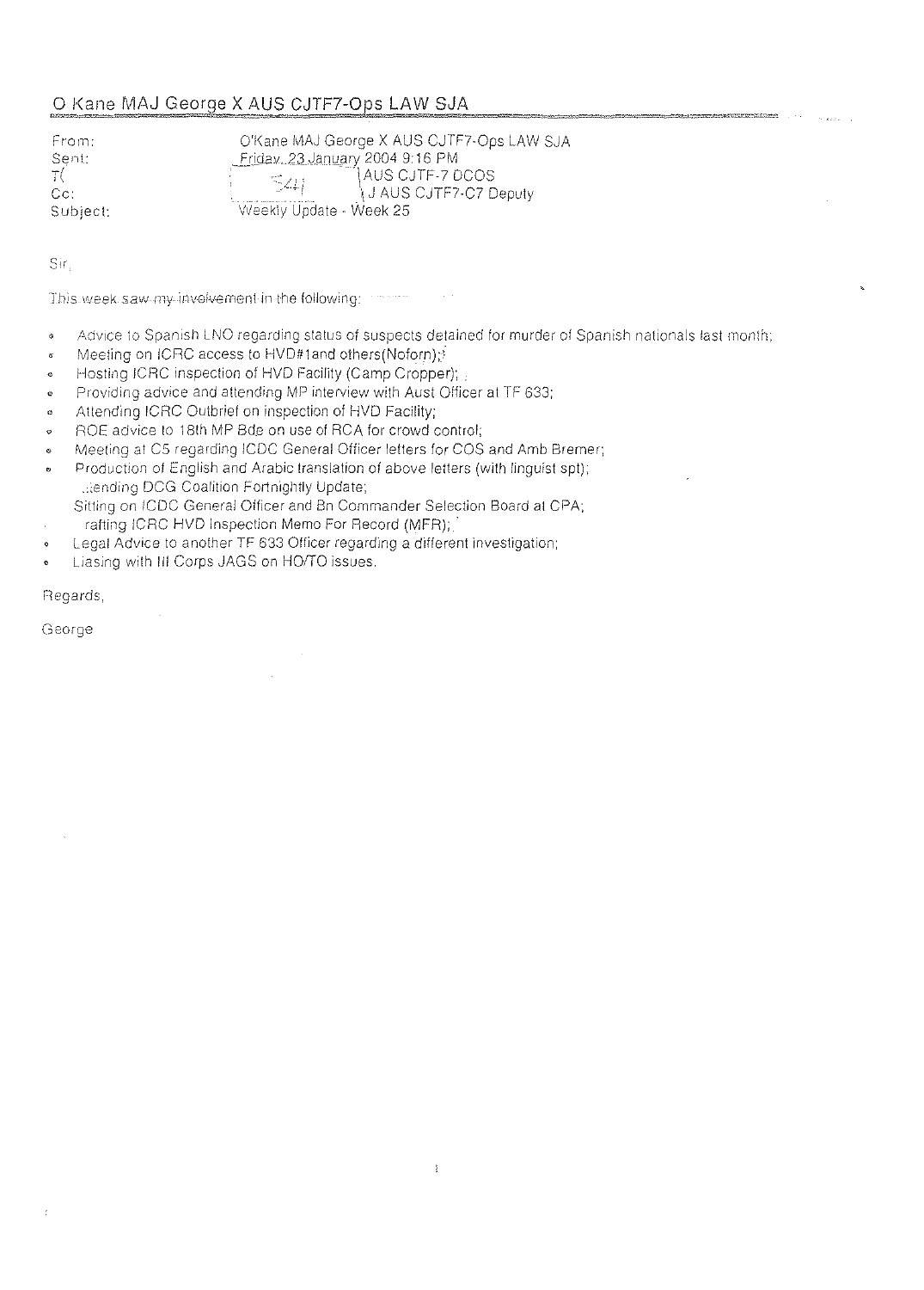O Kane MAJ George X AUS CJTF7-Ops LAW SJA

| | |
|---|---|
| From: | O'Kane MAJ George X AUS CJTF7-Ops LAW SJA |
| Sent: | Friday, 23 January 2004 9:16 PM |
| To: | AUS CJTF-7 DCOS |
| Cc: | J AUS CJTF7-C7 Deputy |
| Subject: | Weekly Update - Week 25 |

Sir,

This week saw my involvement in the following:

- Advice to Spanish LNO regarding status of suspects detained for murder of Spanish nationals last month;
- Meeting on ICRC access to HVD#1and others(Noforn);
- Hosting ICRC inspection of HVD Facility (Camp Cropper);
- Providing advice and attending MP interview with Aust Officer at TF 633;
- Attending ICRC Outbrief on inspection of HVD Facility;
- ROE advice to 18th MP Bde on use of RCA for crowd control;
- Meeting at C5 regarding ICDC General Officer letters for COS and Amb Bremer;
- Production of English and Arabic translation of above letters (with linguist spt);
- Attending DCG Coalition Fortnightly Update;
- Sitting on ICDC General Officer and Bn Commander Selection Board at CPA;
- Drafting ICRC HVD Inspection Memo For Record (MFR);
- Legal Advice to another TF 633 Officer regarding a different investigation;
- Liasing with III Corps JAGS on HO/TO issues.

Regards,

George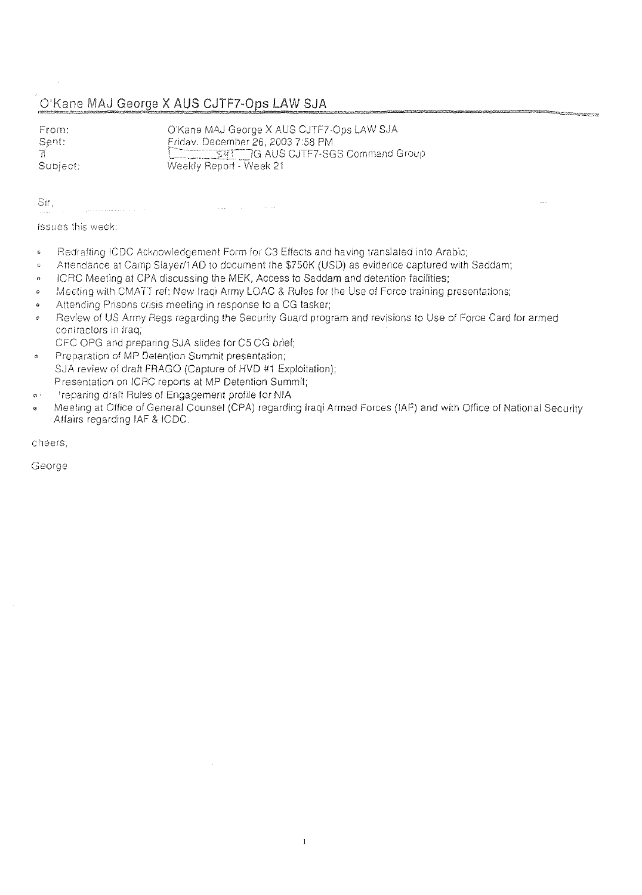# O'Kane MAJ George X AUS CJTF7-Ops LAW SJA

| | |
|---|---|
| From: | O'Kane MAJ George X AUS CJTF7-Ops LAW SJA |
| Sent: | Friday, December 26, 2003 7:58 PM |
| To: | [redacted] G AUS CJTF7-SGS Command Group |
| Subject: | Weekly Report - Week 21 |

Sir,

Issues this week:

- Redrafting ICDC Acknowledgement Form for C3 Effects and having translated into Arabic;
- Attendance at Camp Slayer/1AD to document the $750K (USD) as evidence captured with Saddam;
- ICRC Meeting at CPA discussing the MEK, Access to Saddam and detention facilities;
- Meeting with CMATT ref: New Iraqi Army LOAC & Rules for the Use of Force training presentations;
- Attending Prisons crisis meeting in response to a CG tasker;
- Review of US Army Regs regarding the Security Guard program and revisions to Use of Force Card for armed contractors in Iraq;
- CFC OPG and preparing SJA slides for C5 CG brief;
- Preparation of MP Detention Summit presentation;
- SJA review of draft FRAGO (Capture of HVD #1 Exploitation);
- Presentation on ICRC reports at MP Detention Summit;
- Preparing draft Rules of Engagement profile for NIA
- Meeting at Office of General Counsel (CPA) regarding Iraqi Armed Forces (IAF) and with Office of National Security Affairs regarding IAF & ICDC.

cheers,

George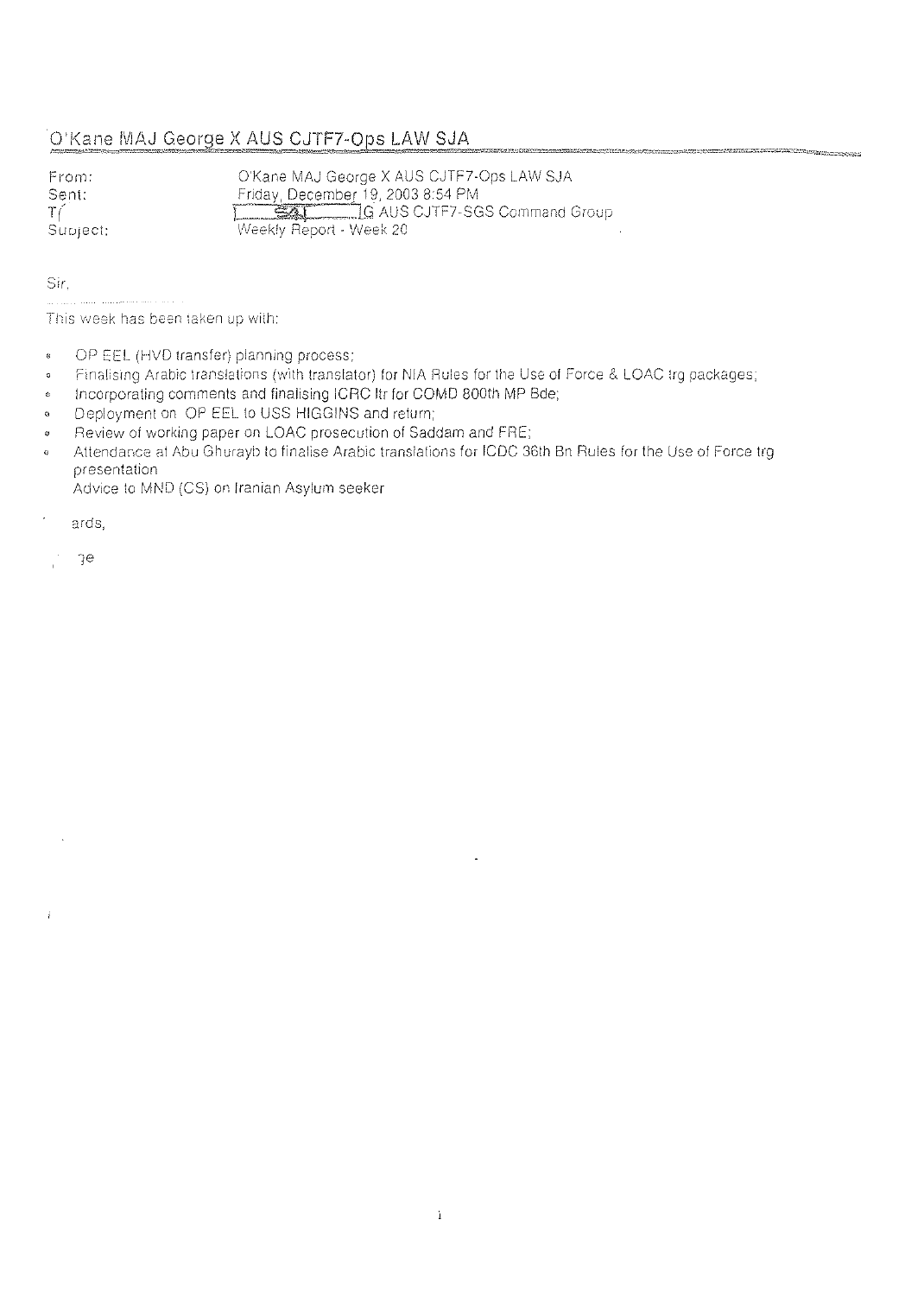O'Kane MAJ George X AUS CJTF7-Ops LAW SJA

From: O'Kane MAJ George X AUS CJTF7-Ops LAW SJA
Sent: Friday, December 19, 2003 8:54 PM
T( [ S4 ] G AUS CJTF7-SGS Command Group
Subject: Weekly Report - Week 20

Sir,

This week has been taken up with:

- OP EEL (HVD transfer) planning process;
- Finalising Arabic translations (with translator) for NIA Rules for the Use of Force & LOAC trg packages;
- Incorporating comments and finalising ICRC ltr for COMD 800th MP Bde;
- Deployment on OP EEL to USS HIGGINS and return;
- Review of working paper on LOAC prosecution of Saddam and FRE;
- Attendance at Abu Ghurayb to finalise Arabic translations for ICDC 36th Bn Rules for the Use of Force trg presentation

Advice to MND (CS) on Iranian Asylum seeker

ards,

ge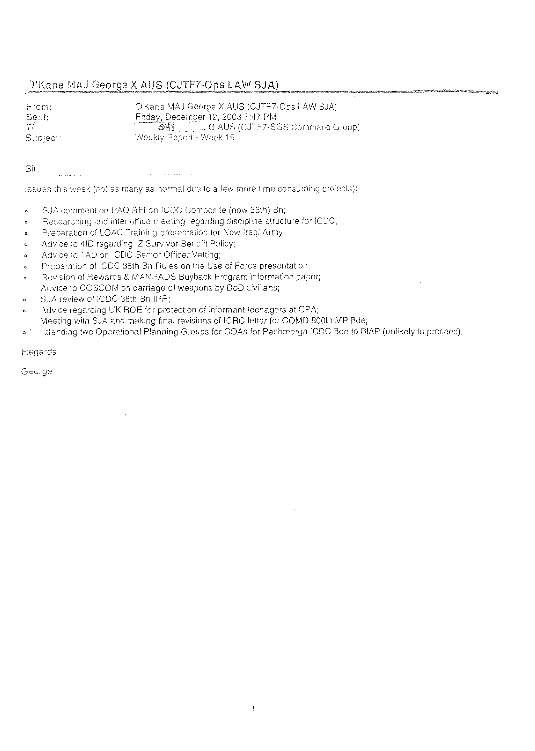# )'Kane MAJ George X AUS (CJTF7-Ops LAW SJA)

| | |
|---|---|
| From: | O'Kane MAJ George X AUS (CJTF7-Ops LAW SJA) |
| Sent: | Friday, December 12, 2003 7:47 PM |
| T( | T SA ,G AUS (CJTF7-SGS Command Group) |
| Subject: | Weekly Report - Week 19 |

Sir,

Issues this week (not as many as normal due to a few more time consuming projects):

- SJA comment on PAO RFI on ICDC Composite (now 36th) Bn;
- Researching and inter office meeting regarding discipline structure for ICDC;
- Preparation of LOAC Training presentation for New Iraqi Army;
- Advice to 4ID regarding IZ Survivor Benefit Policy;
- Advice to 1AD on ICDC Senior Officer Vetting;
- Preparation of ICDC 36th Bn Rules on the Use of Force presentation;
- Revision of Rewards & MANPADS Buyback Program information paper;
- Advice to COSCOM on carriage of weapons by DoD civilians;
- SJA review of ICDC 36th Bn IPR;
- Advice regarding UK ROE for protection of informant teenagers at CPA;
- Meeting with SJA and making final revisions of ICRC letter for COMD 800th MP Bde;
- Attending two Operational Planning Groups for COAs for Peshmerga ICDC Bde to BIAP (unlikely to proceed).

Regards,

George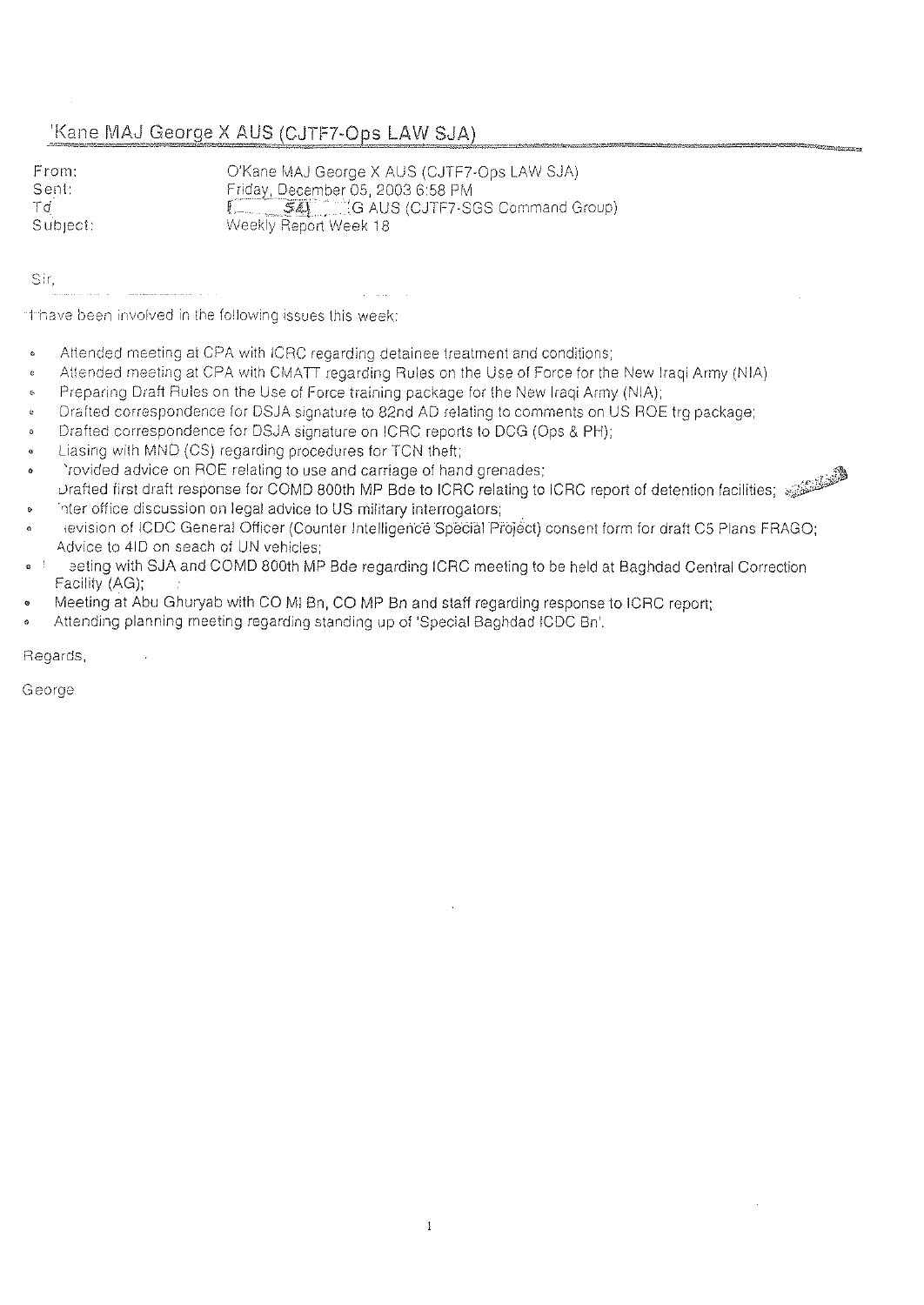'Kane MAJ George X AUS (CJTF7-Ops LAW SJA)

| | |
|---|---|
| From: | O'Kane MAJ George X AUS (CJTF7-Ops LAW SJA) |
| Sent: | Friday, December 05, 2003 6:58 PM |
| To: | [ 54 ] G AUS (CJTF7-SGS Command Group) |
| Subject: | Weekly Report Week 18 |

Sir,

I have been involved in the following issues this week:

- Attended meeting at CPA with ICRC regarding detainee treatment and conditions;
- Attended meeting at CPA with CMATT regarding Rules on the Use of Force for the New Iraqi Army (NIA)
- Preparing Draft Rules on the Use of Force training package for the New Iraqi Army (NIA);
- Drafted correspondence for DSJA signature to 82nd AD relating to comments on US ROE trg package;
- Drafted correspondence for DSJA signature on ICRC reports to DCG (Ops & PH);
- Liasing with MND (CS) regarding procedures for TCN theft;
- Provided advice on ROE relating to use and carriage of hand grenades;
- Drafted first draft response for COMD 800th MP Bde to ICRC relating to ICRC report of detention facilities;
- Inter office discussion on legal advice to US military interrogators;
- Revision of ICDC General Officer (Counter Intelligence Special Project) consent form for draft C5 Plans FRAGO;
- Advice to 4ID on seach of UN vehicles;
- Meeting with SJA and COMD 800th MP Bde regarding ICRC meeting to be held at Baghdad Central Correction Facility (AG);
- Meeting at Abu Ghuryab with CO MI Bn, CO MP Bn and staff regarding response to ICRC report;
- Attending planning meeting regarding standing up of 'Special Baghdad ICDC Bn'.

Regards,

George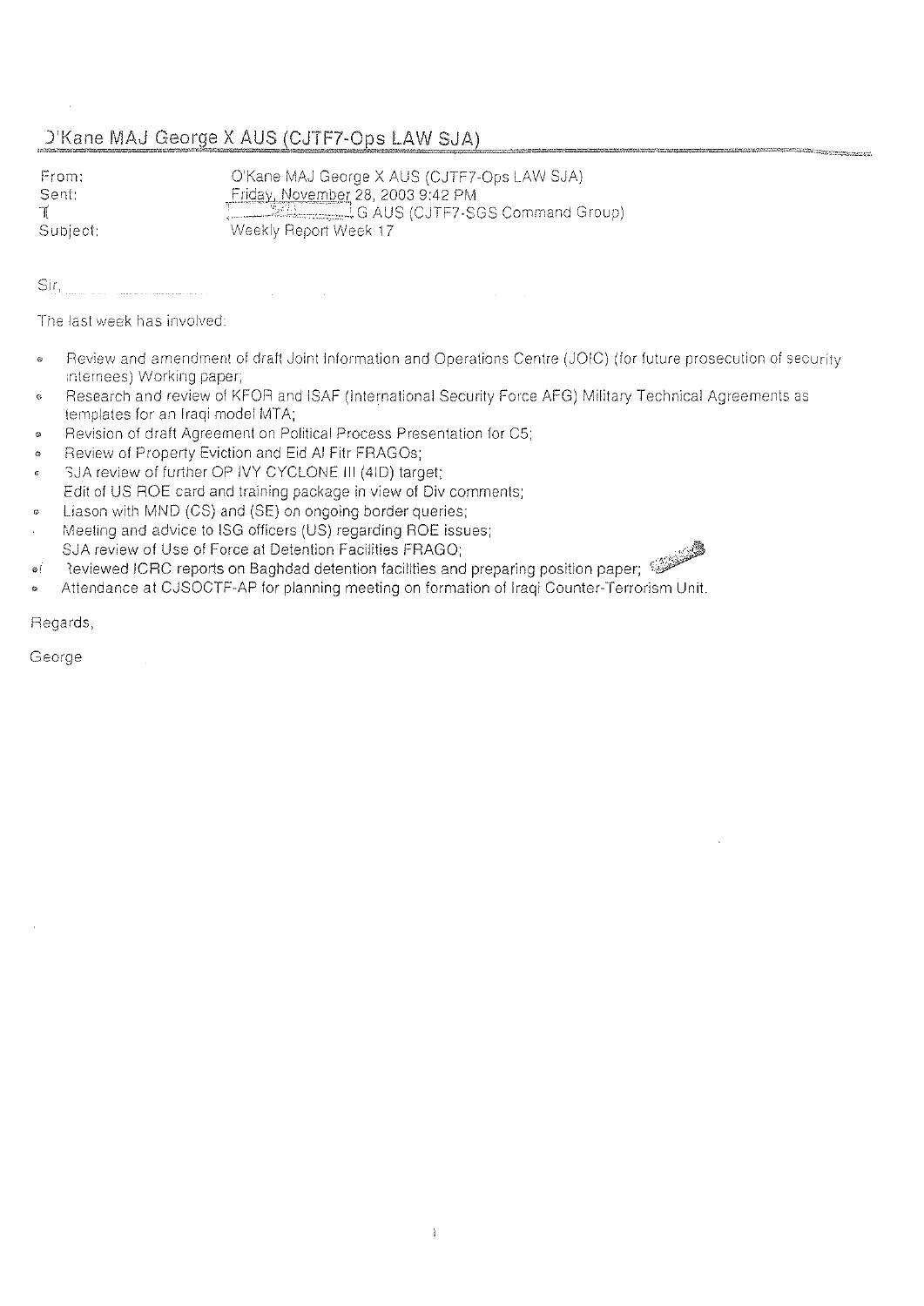# O'Kane MAJ George X AUS (CJTF7-Ops LAW SJA)

| | |
|---|---|
| From: | O'Kane MAJ George X AUS (CJTF7-Ops LAW SJA) |
| Sent: | Friday, November 28, 2003 9:42 PM |
| To: | G AUS (CJTF7-SGS Command Group) |
| Subject: | Weekly Report Week 17 |

Sir,

The last week has involved:

- Review and amendment of draft Joint Information and Operations Centre (JOIC) (for future prosecution of security internees) Working paper;
- Research and review of KFOR and ISAF (International Security Force AFG) Military Technical Agreements as templates for an Iraqi model MTA;
- Revision of draft Agreement on Political Process Presentation for C5;
- Review of Property Eviction and Eid Al Fitr FRAGOs;
- SJA review of further OP IVY CYCLONE III (4ID) target;
- Edit of US ROE card and training package in view of Div comments;
- Liason with MND (CS) and (SE) on ongoing border queries;
- Meeting and advice to ISG officers (US) regarding ROE issues;
- SJA review of Use of Force at Detention Facilities FRAGO;
- Reviewed ICRC reports on Baghdad detention facilities and preparing position paper;
- Attendance at CJSOCTF-AP for planning meeting on formation of Iraqi Counter-Terrorism Unit.

Regards,

George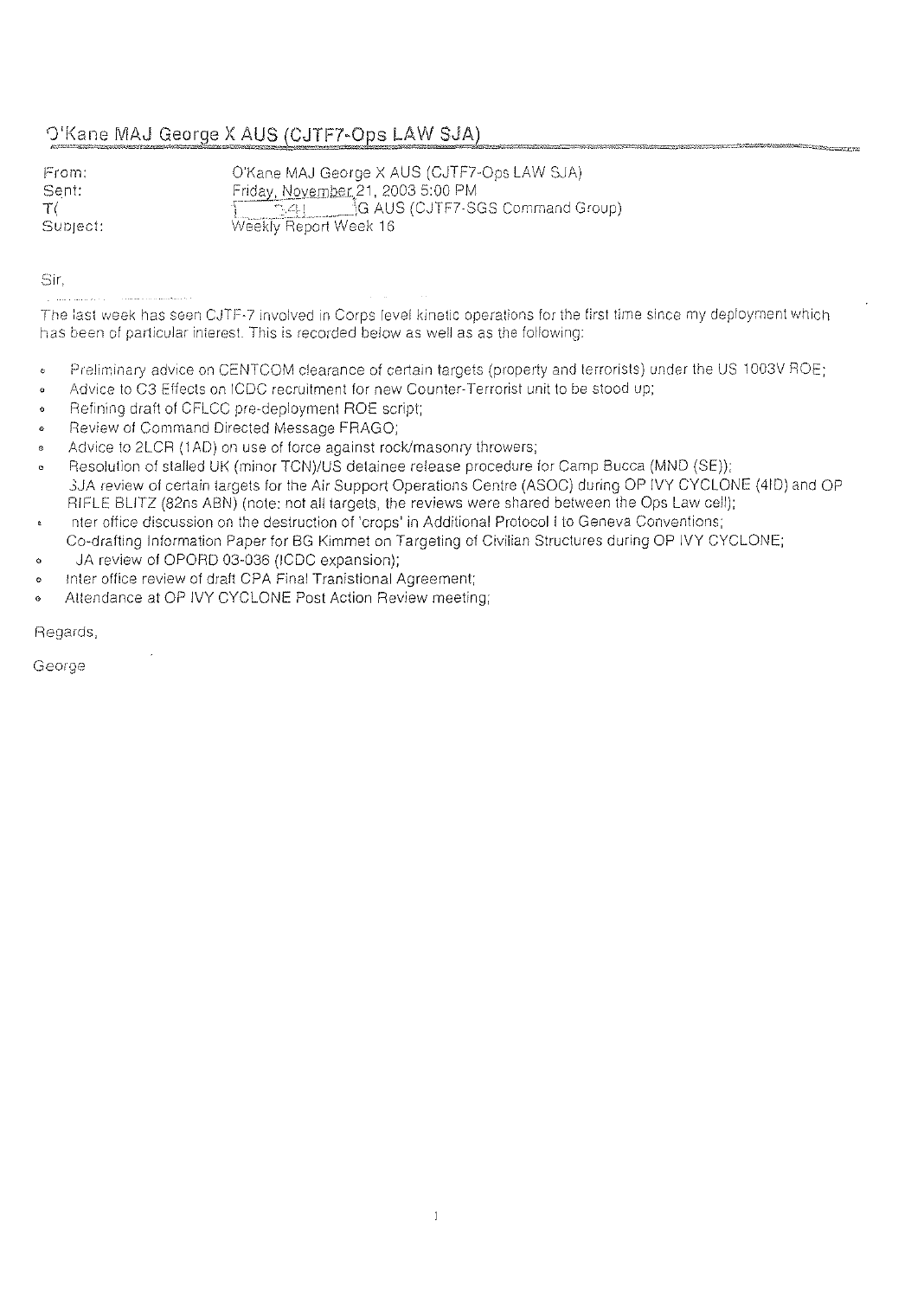O'Kane MAJ George X AUS (CJTF7-Ops LAW SJA)

| | |
|---|---|
| From: | O'Kane MAJ George X AUS (CJTF7-Ops LAW SJA) |
| Sent: | Friday, November 21, 2003 5:00 PM |
| T( | (b)(6) G AUS (CJTF7-SGS Command Group) |
| Subject: | Weekly Report Week 16 |

Sir,

The last week has seen CJTF-7 involved in Corps level kinetic operations for the first time since my deployment which has been of particular interest. This is recorded below as well as as the following:

- Preliminary advice on CENTCOM clearance of certain targets (property and terrorists) under the US 1003V ROE;
- Advice to C3 Effects on ICDC recruitment for new Counter-Terrorist unit to be stood up;
- Refining draft of CFLCC pre-deployment ROE script;
- Review of Command Directed Message FRAGO;
- Advice to 2LCR (1AD) on use of force against rock/masonry throwers;
- Resolution of stalled UK (minor TCN)/US detainee release procedure for Camp Bucca (MND (SE));
- SJA review of certain targets for the Air Support Operations Centre (ASOC) during OP IVY CYCLONE (4ID) and OP RIFLE BLITZ (82ns ABN) (note: not all targets, the reviews were shared between the Ops Law cell);
- Inter office discussion on the destruction of 'crops' in Additional Protocol I to Geneva Conventions;
- Co-drafting Information Paper for BG Kimmet on Targeting of Civilian Structures during OP IVY CYCLONE;
- SJA review of OPORD 03-036 (ICDC expansion);
- Inter office review of draft CPA Final Tranistional Agreement;
- Attendance at OP IVY CYCLONE Post Action Review meeting;

Regards,

George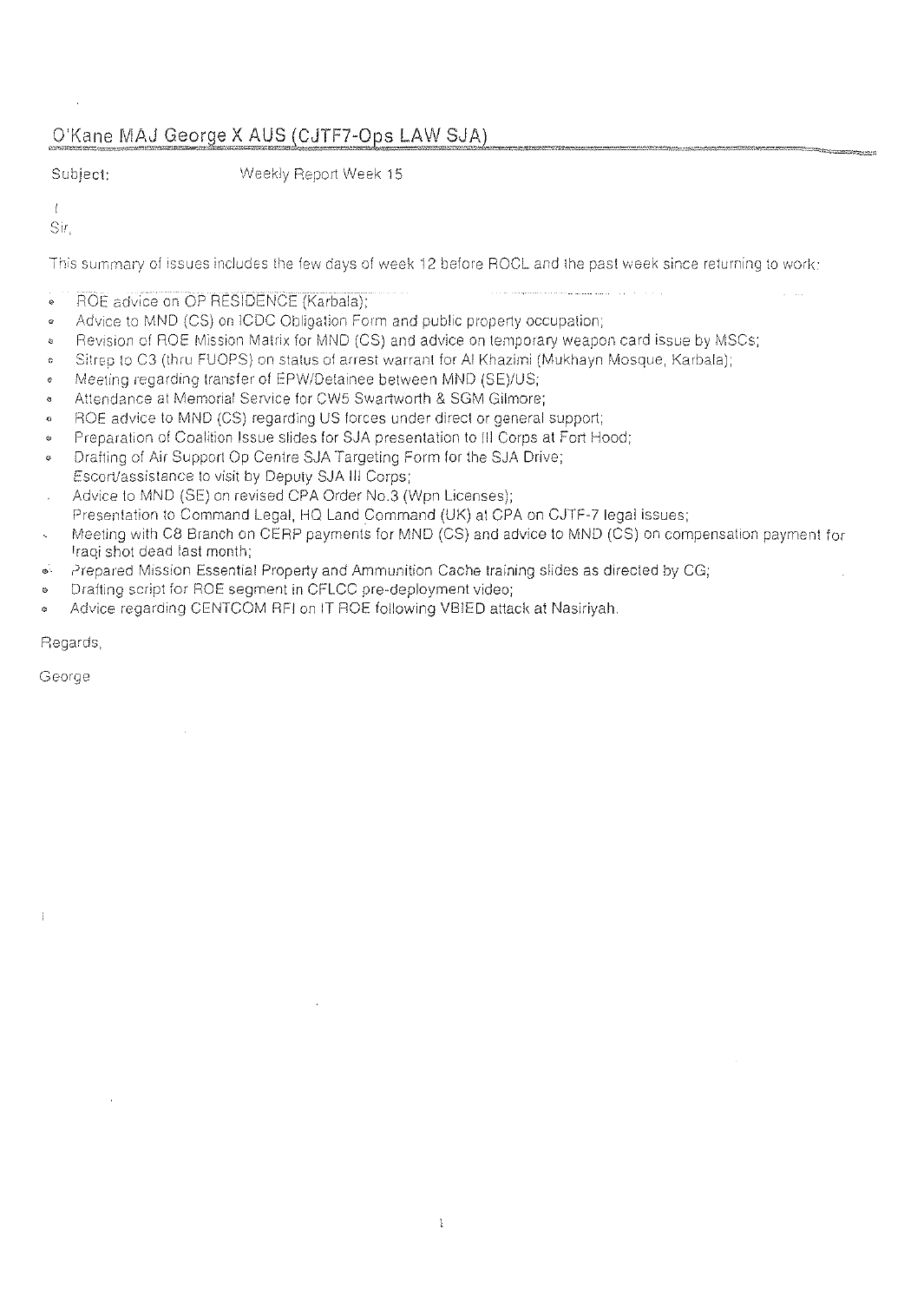O'Kane MAJ George X AUS (CJTF7-Ops LAW SJA)

Subject: Weekly Report Week 15

Sir,

This summary of issues includes the few days of week 12 before ROCL and the past week since returning to work:

- ROE advice on OP RESIDENCE (Karbala);
- Advice to MND (CS) on ICDC Obligation Form and public property occupation;
- Revision of ROE Mission Matrix for MND (CS) and advice on temporary weapon card issue by MSCs;
- Sitrep to C3 (thru FUOPS) on status of arrest warrant for Al Khazimi (Mukhayn Mosque, Karbala);
- Meeting regarding transfer of EPW/Detainee between MND (SE)/US;
- Attendance at Memorial Service for CW5 Swartworth & SGM Gilmore;
- ROE advice to MND (CS) regarding US forces under direct or general support;
- Preparation of Coalition Issue slides for SJA presentation to III Corps at Fort Hood;
- Drafting of Air Support Op Centre SJA Targeting Form for the SJA Drive;
- Escort/assistance to visit by Deputy SJA III Corps;
- Advice to MND (SE) on revised CPA Order No.3 (Wpn Licenses);
- Presentation to Command Legal, HQ Land Command (UK) at CPA on CJTF-7 legal issues;
- Meeting with C8 Branch on CERP payments for MND (CS) and advice to MND (CS) on compensation payment for Iraqi shot dead last month;
- Prepared Mission Essential Property and Ammunition Cache training slides as directed by CG;
- Drafting script for ROE segment in CFLCC pre-deployment video;
- Advice regarding CENTCOM RFI on IT ROE following VBIED attack at Nasiriyah.

Regards,

George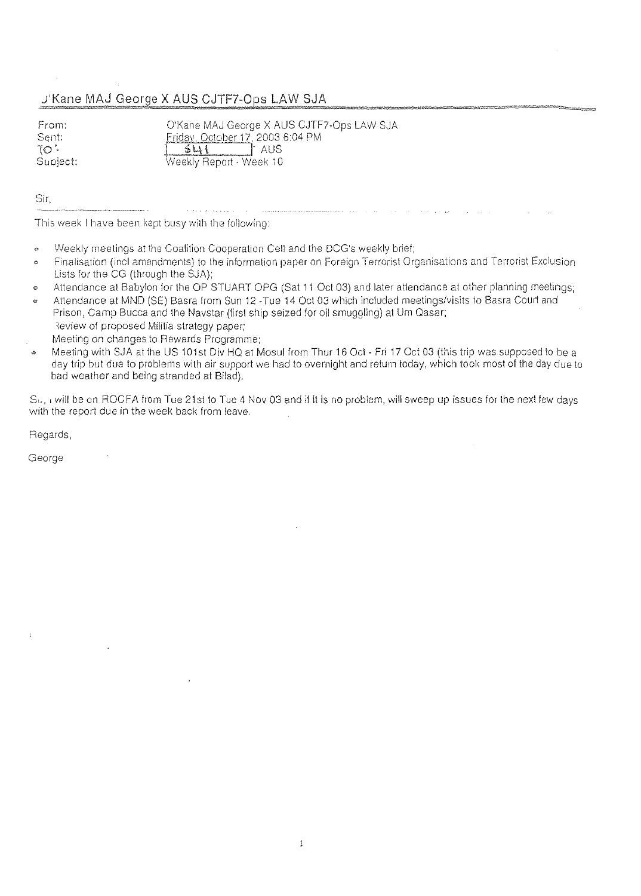## O'Kane MAJ George X AUS CJTF7-Ops LAW SJA

| | |
|---|---|
| From: | O'Kane MAJ George X AUS CJTF7-Ops LAW SJA |
| Sent: | Friday, October 17, 2003 6:04 PM |
| To: | S41 AUS |
| Subject: | Weekly Report - Week 10 |

Sir,

This week I have been kept busy with the following:

- Weekly meetings at the Coalition Cooperation Cell and the DCG's weekly brief;
- Finalisation (incl amendments) to the information paper on Foreign Terrorist Organisations and Terrorist Exclusion Lists for the CG (through the SJA);
- Attendance at Babylon for the OP STUART OPG (Sat 11 Oct 03) and later attendance at other planning meetings;
- Attendance at MND (SE) Basra from Sun 12 -Tue 14 Oct 03 which included meetings/visits to Basra Court and Prison, Camp Bucca and the Navstar (first ship seized for oil smuggling) at Um Qasar;
- Review of proposed Militia strategy paper;
- Meeting on changes to Rewards Programme;
- Meeting with SJA at the US 101st Div HQ at Mosul from Thur 16 Oct - Fri 17 Oct 03 (this trip was supposed to be a day trip but due to problems with air support we had to overnight and return today, which took most of the day due to bad weather and being stranded at Bilad).

Sir, I will be on ROCFA from Tue 21st to Tue 4 Nov 03 and if it is no problem, will sweep up issues for the next few days with the report due in the week back from leave.

Regards,

George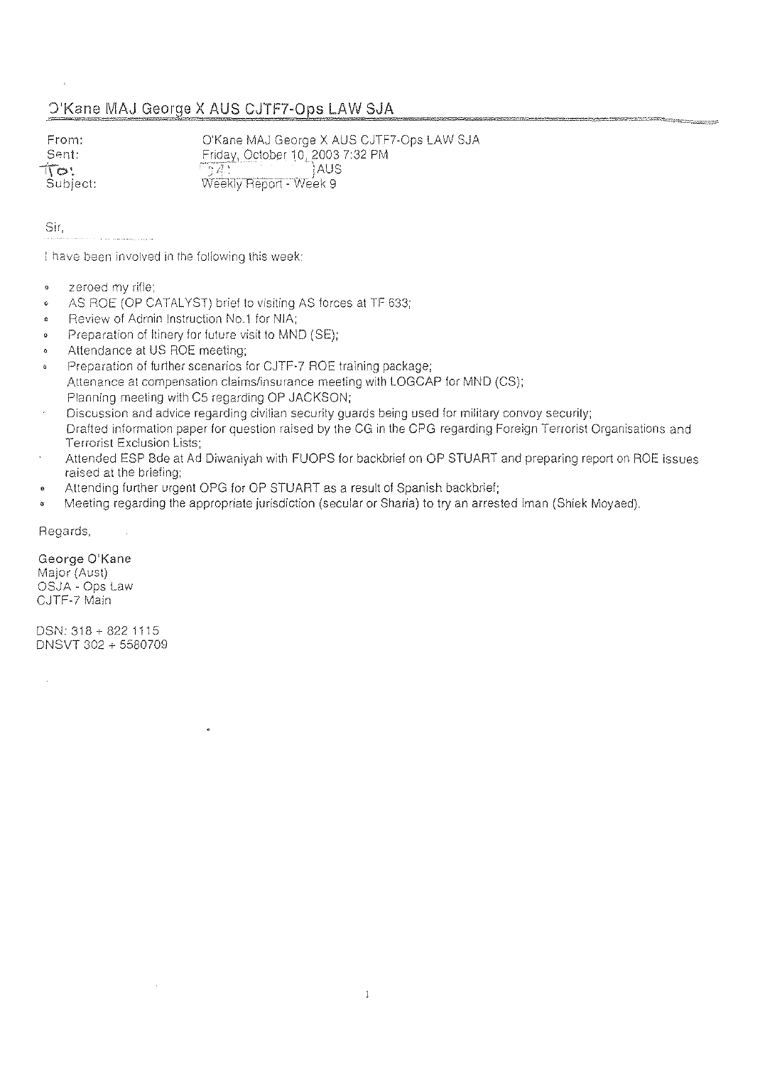O'Kane MAJ George X AUS CJTF7-Ops LAW SJA

| | |
|---|---|
| From: | O'Kane MAJ George X AUS CJTF7-Ops LAW SJA |
| Sent: | Friday, October 10, 2003 7:32 PM |
| To: | 24 AUS |
| Subject: | Weekly Report - Week 9 |

Sir,

I have been involved in the following this week:

- zeroed my rifle;
- AS ROE (OP CATALYST) brief to visiting AS forces at TF 633;
- Review of Admin Instruction No.1 for NIA;
- Preparation of Itinery for future visit to MND (SE);
- Attendance at US ROE meeting;
- Preparation of further scenarios for CJTF-7 ROE training package;
- Attenance at compensation claims/insurance meeting with LOGCAP for MND (CS);
- Planning meeting with C5 regarding OP JACKSON;
- Discussion and advice regarding civilian security guards being used for military convoy security;
- Drafted information paper for question raised by the CG in the CPG regarding Foreign Terrorist Organisations and Terrorist Exclusion Lists;
- Attended ESP Bde at Ad Diwaniyah with FUOPS for backbrief on OP STUART and preparing report on ROE issues raised at the briefing;
- Attending further urgent OPG for OP STUART as a result of Spanish backbrief;
- Meeting regarding the appropriate jurisdiction (secular or Sharia) to try an arrested Iman (Shiek Moyaed).

Regards,

**George O'Kane**
Major (Aust)
OSJA - Ops Law
CJTF-7 Main

DSN: 318 + 822 1115
DNSVT 302 + 5580709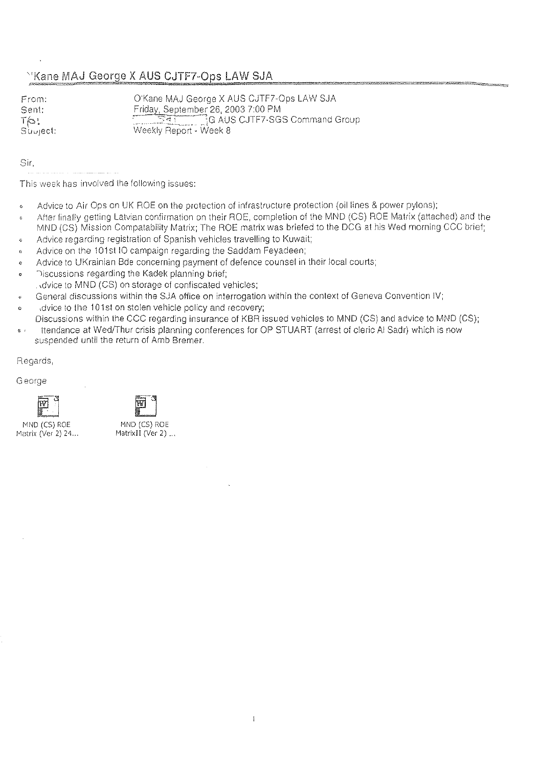## 'Kane MAJ George X AUS CJTF7-Ops LAW SJA

| | |
|---|---|
| From: | O'Kane MAJ George X AUS CJTF7-Ops LAW SJA |
| Sent: | Friday, September 26, 2003 7:00 PM |
| To: | G AUS CJTF7-SGS Command Group |
| Subject: | Weekly Report - Week 8 |

Sir,

This week has involved the following issues:

- Advice to Air Ops on UK ROE on the protection of infrastructure protection (oil lines & power pylons);
- After finally getting Latvian confirmation on their ROE, completion of the MND (CS) ROE Matrix (attached) and the MND (CS) Mission Compatability Matrix; The ROE matrix was briefed to the DCG at his Wed morning CCC brief;
- Advice regarding registration of Spanish vehicles travelling to Kuwait;
- Advice on the 101st IO campaign regarding the Saddam Feyadeen;
- Advice to UKrainian Bde concerning payment of defence counsel in their local courts;
- Discussions regarding the Kadek planning brief;
- Advice to MND (CS) on storage of confiscated vehicles;
- General discussions within the SJA office on interrogation within the context of Geneva Convention IV;
- Advice to the 101st on stolen vehicle policy and recovery;
- Discussions within the CCC regarding insurance of KBR issued vehicles to MND (CS) and advice to MND (CS);
- Attendance at Wed/Thur crisis planning conferences for OP STUART (arrest of cleric Al Sadr) which is now suspended until the return of Amb Bremer.

Regards,

George

MND (CS) ROE Matrix (Ver 2) 24...

MND (CS) ROE MatrixII (Ver 2) ...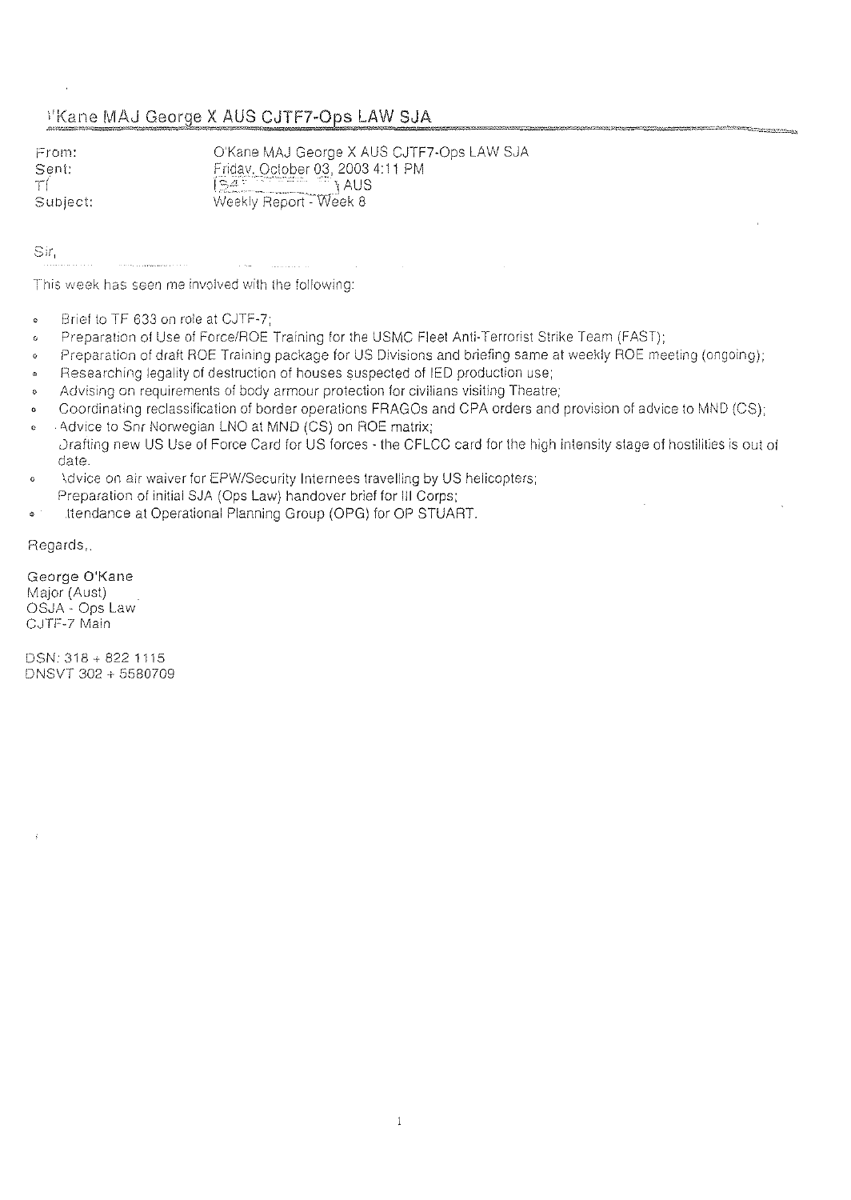'Kane MAJ George X AUS CJTF7-Ops LAW SJA

From: O'Kane MAJ George X AUS CJTF7-Ops LAW SJA
Sent: Friday, October 03, 2003 4:11 PM
To: [redacted] AUS
Subject: Weekly Report - Week 8

Sir,

This week has seen me involved with the following:

- Brief to TF 633 on role at CJTF-7;
- Preparation of Use of Force/ROE Training for the USMC Fleet Anti-Terrorist Strike Team (FAST);
- Preparation of draft ROE Training package for US Divisions and briefing same at weekly ROE meeting (ongoing);
- Researching legality of destruction of houses suspected of IED production use;
- Advising on requirements of body armour protection for civilians visiting Theatre;
- Coordinating reclassification of border operations FRAGOs and CPA orders and provision of advice to MND (CS);
- Advice to Snr Norwegian LNO at MND (CS) on ROE matrix;
- Drafting new US Use of Force Card for US forces - the CFLCC card for the high intensity stage of hostilities is out of date.
- Advice on air waiver for EPW/Security Internees travelling by US helicopters;
- Preparation of initial SJA (Ops Law) handover brief for III Corps;
- Attendance at Operational Planning Group (OPG) for OP STUART.

Regards,

George O'Kane
Major (Aust)
OSJA - Ops Law
CJTF-7 Main

DSN: 318 + 822 1115
DNSVT 302 + 5580709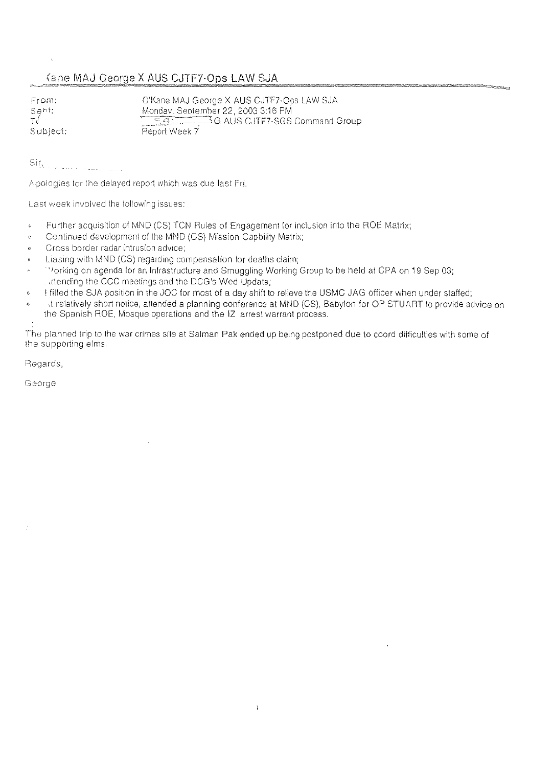Kane MAJ George X AUS CJTF7-Ops LAW SJA

| | |
|---|---|
| From: | O'Kane MAJ George X AUS CJTF7-Ops LAW SJA |
| Sent: | Monday, September 22, 2003 3:16 PM |
| To: | G AUS CJTF7-SGS Command Group |
| Subject: | Report Week 7 |

Sir,

Apologies for the delayed report which was due last Fri.

Last week involved the following issues:

- Further acquisition of MND (CS) TCN Rules of Engagement for inclusion into the ROE Matrix;
- Continued development of the MND (CS) Mission Capbility Matrix;
- Cross border radar intrusion advice;
- Liasing with MND (CS) regarding compensation for deaths claim;
- Working on agenda for an Infrastructure and Smuggling Working Group to be held at CPA on 19 Sep 03;
- Attending the CCC meetings and the DCG's Wed Update;
- I filled the SJA position in the JOC for most of a day shift to relieve the USMC JAG officer when under staffed;
- At relatively short notice, attended a planning conference at MND (CS), Babylon for OP STUART to provide advice on the Spanish ROE, Mosque operations and the IZ arrest warrant process.

The planned trip to the war crimes site at Salman Pak ended up being postponed due to coord difficulties with some of the supporting elms.

Regards,

George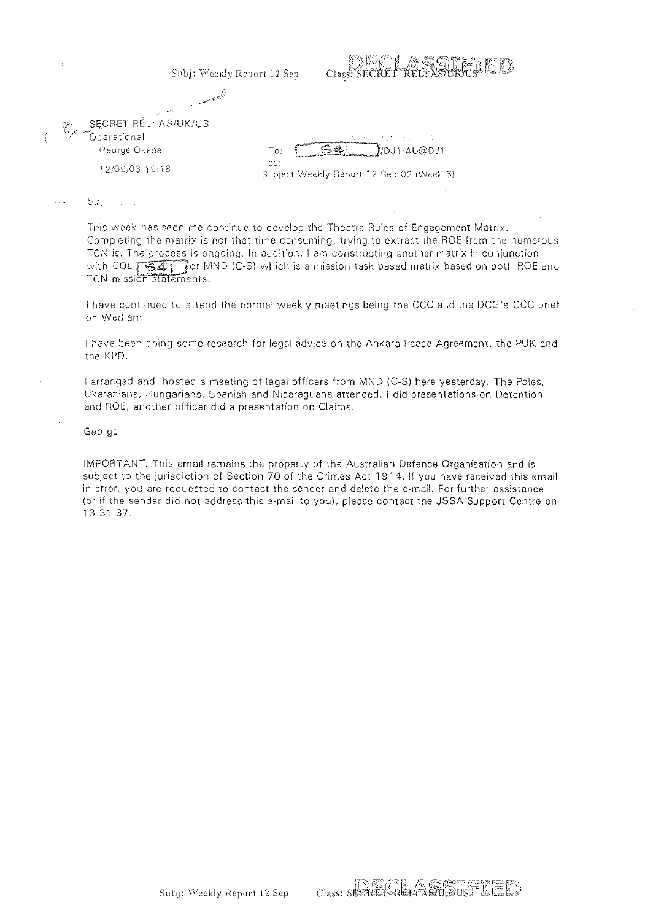Subj: Weekly Report 12 Sep Class: SECRET REL: AS/UK/US DECLASSIFIED

SECRET REL: AS/UK/US
Operational
George Okane
12/09/03 19:18

To: [S41] /DJ1/AU@DJ1
cc:
Subject: Weekly Report 12 Sep 03 (Week 6)

Sir,

This week has seen me continue to develop the Theatre Rules of Engagement Matrix. Completing the matrix is not that time consuming, trying to extract the ROE from the numerous TCN is. The process is ongoing. In addition, I am constructing another matrix in conjunction with COL [S41] for MND (C-S) which is a mission task based matrix based on both ROE and TCN mission statements.

I have continued to attend the normal weekly meetings being the CCC and the DCG's CCC brief on Wed am.

I have been doing some research for legal advice on the Ankara Peace Agreement, the PUK and the KPD.

I arranged and hosted a meeting of legal officers from MND (C-S) here yesterday. The Poles, Ukaranians, Hungarians, Spanish and Nicaraguans attended. I did presentations on Detention and ROE, another officer did a presentation on Claims.

George

IMPORTANT: This email remains the property of the Australian Defence Organisation and is subject to the jurisdiction of Section 70 of the Crimes Act 1914. If you have received this email in error, you are requested to contact the sender and delete the e-mail. For further assistance (or if the sender did not address this e-mail to you), please contact the JSSA Support Centre on 13 31 37.

Subj: Weekly Report 12 Sep Class: SECRET REL: AS/UK/US DECLASSIFIED